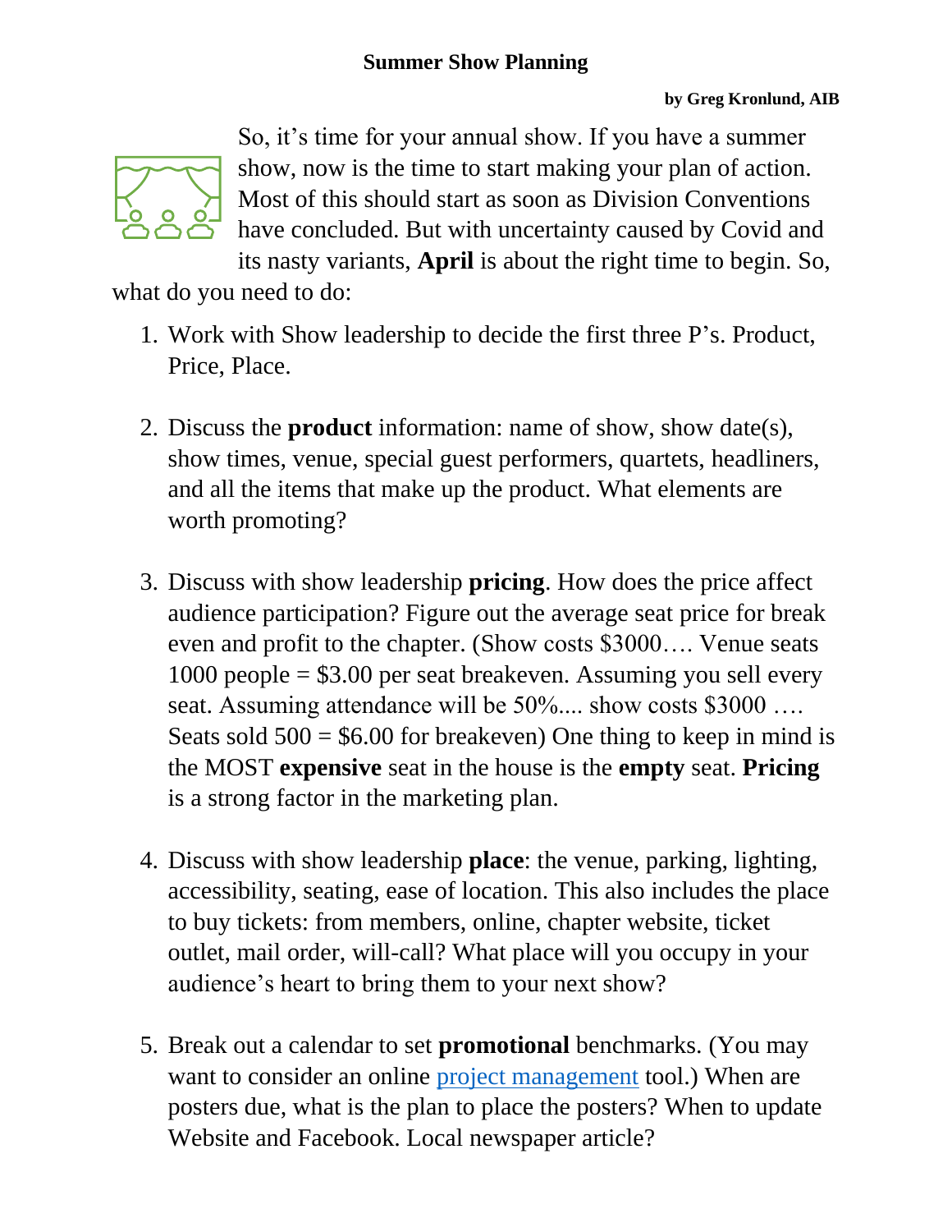# Summer Show Planning

**by Greg Kronlund, AIB**

So, it's time for your annual show. If you have a summer show, now is the time to start making your plan of action. Most of this should start as soon as Division Conventions have concluded. But with uncertainty caused by Covid and its nasty variants, **April** is about the right time to begin. So, what do you need to do:

1. Work with Show leadership to decide the first three P's. Product, Price, Place.

2. Discuss the **product** information: name of show, show date(s), show times, venue, special guest performers, quartets, headliners, and all the items that make up the product. What elements are worth promoting?

3. Discuss with show leadership **pricing**. How does the price affect audience participation? Figure out the average seat price for break even and profit to the chapter. (Show costs $3000…. Venue seats 1000 people = $3.00 per seat breakeven. Assuming you sell every seat. Assuming attendance will be 50%.... show costs $3000 …. Seats sold 500 = $6.00 for breakeven) One thing to keep in mind is the MOST **expensive** seat in the house is the **empty** seat. **Pricing** is a strong factor in the marketing plan.

4. Discuss with show leadership **place**: the venue, parking, lighting, accessibility, seating, ease of location. This also includes the place to buy tickets: from members, online, chapter website, ticket outlet, mail order, will-call? What place will you occupy in your audience's heart to bring them to your next show?

5. Break out a calendar to set **promotional** benchmarks. (You may want to consider an online project management tool.) When are posters due, what is the plan to place the posters? When to update Website and Facebook. Local newspaper article?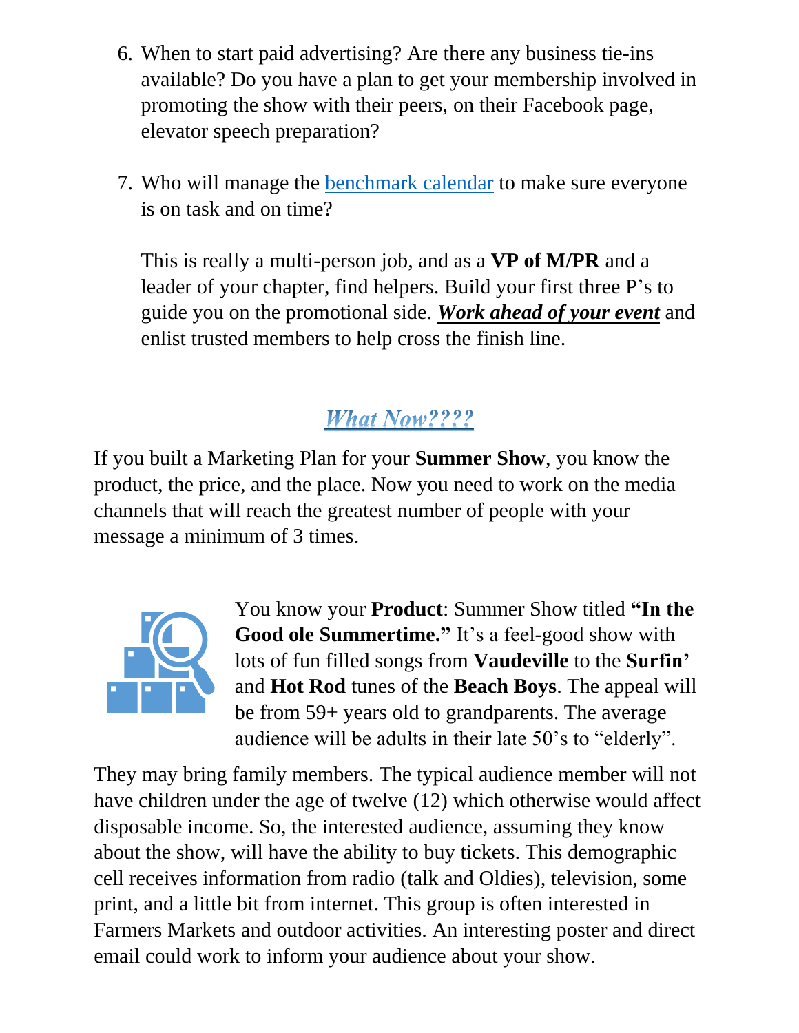6. When to start paid advertising? Are there any business tie-ins available? Do you have a plan to get your membership involved in promoting the show with their peers, on their Facebook page, elevator speech preparation?

7. Who will manage the benchmark calendar to make sure everyone is on task and on time?

   This is really a multi-person job, and as a **VP of M/PR** and a leader of your chapter, find helpers. Build your first three P's to guide you on the promotional side. ***Work ahead of your event*** and enlist trusted members to help cross the finish line.

## *What Now????*

If you built a Marketing Plan for your **Summer Show**, you know the product, the price, and the place. Now you need to work on the media channels that will reach the greatest number of people with your message a minimum of 3 times.

You know your **Product**: Summer Show titled **"In the Good ole Summertime."** It's a feel-good show with lots of fun filled songs from **Vaudeville** to the **Surfin'** and **Hot Rod** tunes of the **Beach Boys**. The appeal will be from 59+ years old to grandparents. The average audience will be adults in their late 50's to "elderly".

They may bring family members. The typical audience member will not have children under the age of twelve (12) which otherwise would affect disposable income. So, the interested audience, assuming they know about the show, will have the ability to buy tickets. This demographic cell receives information from radio (talk and Oldies), television, some print, and a little bit from internet. This group is often interested in Farmers Markets and outdoor activities. An interesting poster and direct email could work to inform your audience about your show.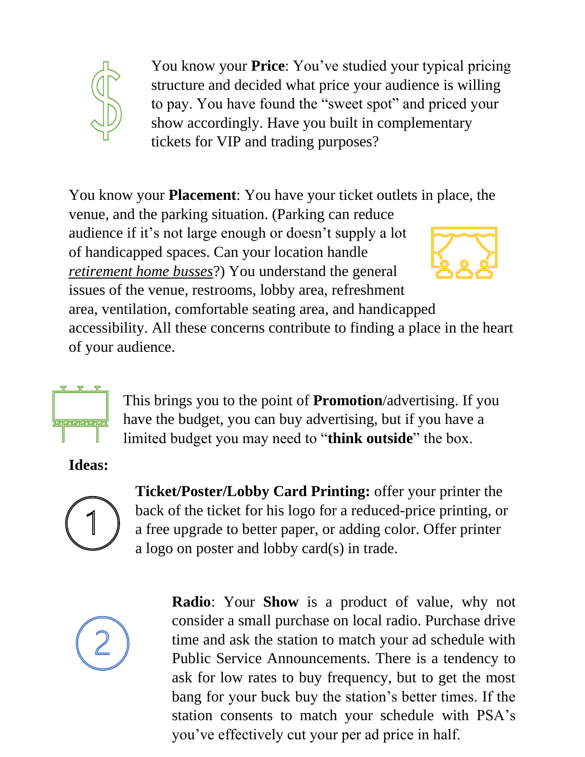You know your **Price**: You've studied your typical pricing structure and decided what price your audience is willing to pay. You have found the "sweet spot" and priced your show accordingly. Have you built in complementary tickets for VIP and trading purposes?

You know your **Placement**: You have your ticket outlets in place, the venue, and the parking situation. (Parking can reduce audience if it's not large enough or doesn't supply a lot of handicapped spaces. Can your location handle *retirement home busses*?) You understand the general issues of the venue, restrooms, lobby area, refreshment area, ventilation, comfortable seating area, and handicapped accessibility. All these concerns contribute to finding a place in the heart of your audience.

This brings you to the point of **Promotion**/advertising. If you have the budget, you can buy advertising, but if you have a limited budget you may need to "**think outside**" the box.

**Ideas:**

1. **Ticket/Poster/Lobby Card Printing:** offer your printer the back of the ticket for his logo for a reduced-price printing, or a free upgrade to better paper, or adding color. Offer printer a logo on poster and lobby card(s) in trade.

2. **Radio**: Your **Show** is a product of value, why not consider a small purchase on local radio. Purchase drive time and ask the station to match your ad schedule with Public Service Announcements. There is a tendency to ask for low rates to buy frequency, but to get the most bang for your buck buy the station's better times. If the station consents to match your schedule with PSA's you've effectively cut your per ad price in half.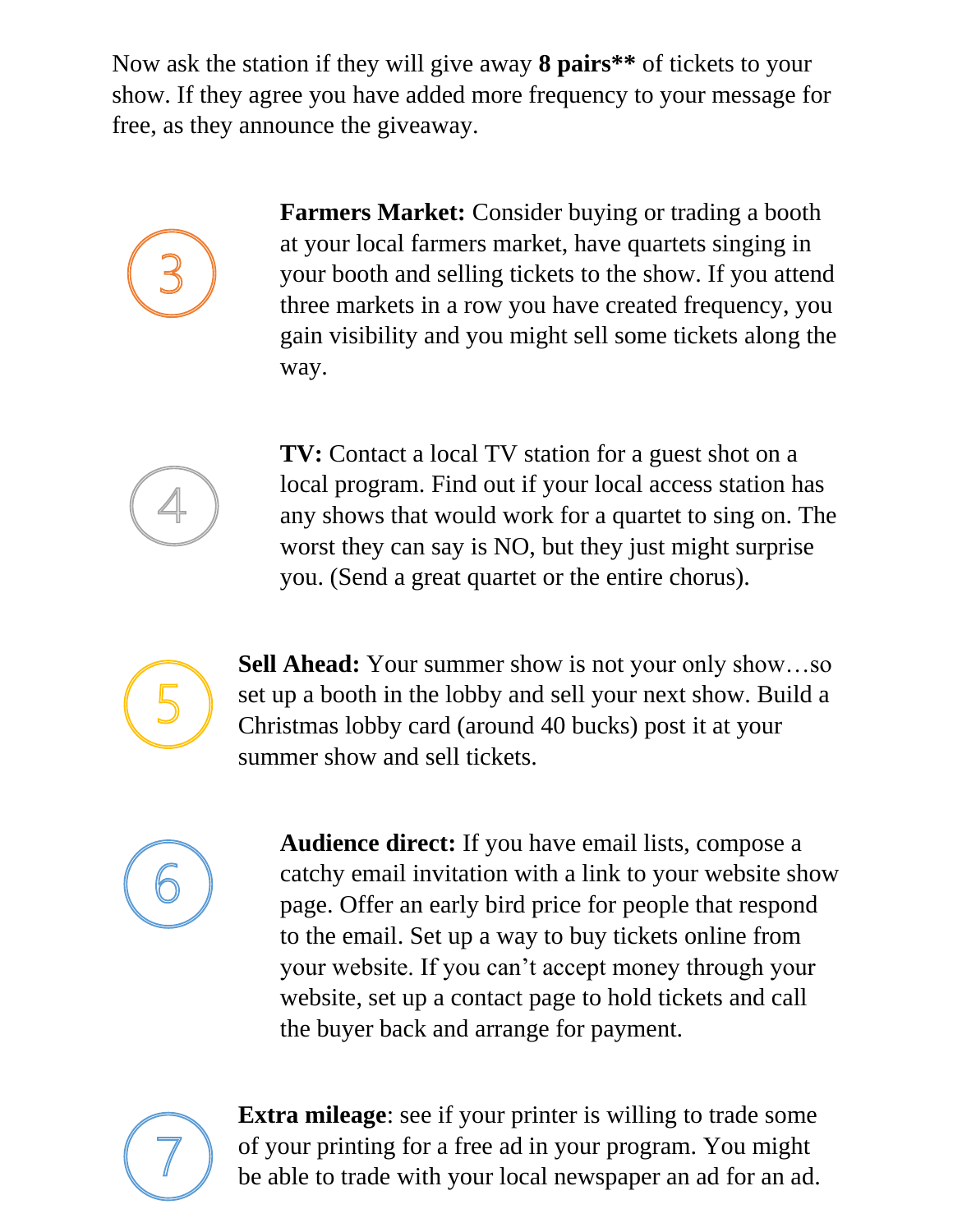Now ask the station if they will give away **8 pairs**** of tickets to your show. If they agree you have added more frequency to your message for free, as they announce the giveaway.

3. **Farmers Market:** Consider buying or trading a booth at your local farmers market, have quartets singing in your booth and selling tickets to the show. If you attend three markets in a row you have created frequency, you gain visibility and you might sell some tickets along the way.

4. **TV:** Contact a local TV station for a guest shot on a local program. Find out if your local access station has any shows that would work for a quartet to sing on. The worst they can say is NO, but they just might surprise you. (Send a great quartet or the entire chorus).

5. **Sell Ahead:** Your summer show is not your only show…so set up a booth in the lobby and sell your next show. Build a Christmas lobby card (around 40 bucks) post it at your summer show and sell tickets.

6. **Audience direct:** If you have email lists, compose a catchy email invitation with a link to your website show page. Offer an early bird price for people that respond to the email. Set up a way to buy tickets online from your website. If you can't accept money through your website, set up a contact page to hold tickets and call the buyer back and arrange for payment.

7. **Extra mileage**: see if your printer is willing to trade some of your printing for a free ad in your program. You might be able to trade with your local newspaper an ad for an ad.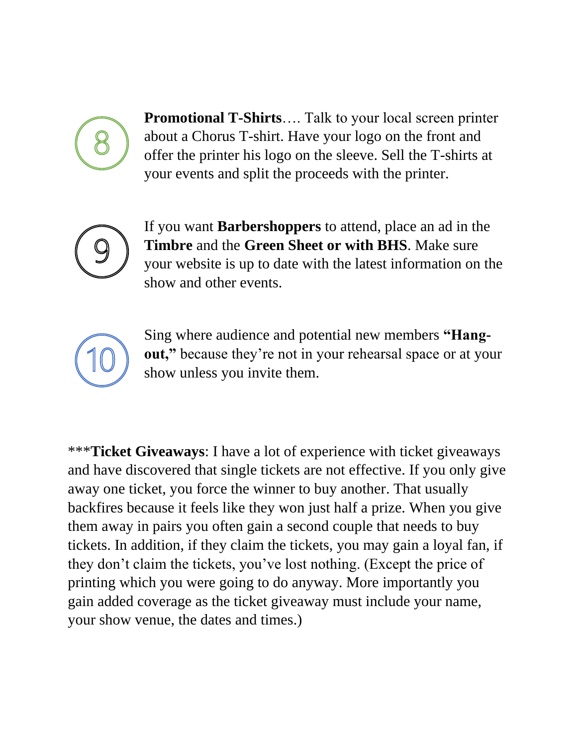8. **Promotional T-Shirts**…. Talk to your local screen printer about a Chorus T-shirt. Have your logo on the front and offer the printer his logo on the sleeve. Sell the T-shirts at your events and split the proceeds with the printer.

9. If you want **Barbershoppers** to attend, place an ad in the **Timbre** and the **Green Sheet or with BHS**. Make sure your website is up to date with the latest information on the show and other events.

10. Sing where audience and potential new members **"Hang-out,"** because they're not in your rehearsal space or at your show unless you invite them.

***__Ticket Giveaways__: I have a lot of experience with ticket giveaways and have discovered that single tickets are not effective. If you only give away one ticket, you force the winner to buy another. That usually backfires because it feels like they won just half a prize. When you give them away in pairs you often gain a second couple that needs to buy tickets. In addition, if they claim the tickets, you may gain a loyal fan, if they don't claim the tickets, you've lost nothing. (Except the price of printing which you were going to do anyway. More importantly you gain added coverage as the ticket giveaway must include your name, your show venue, the dates and times.)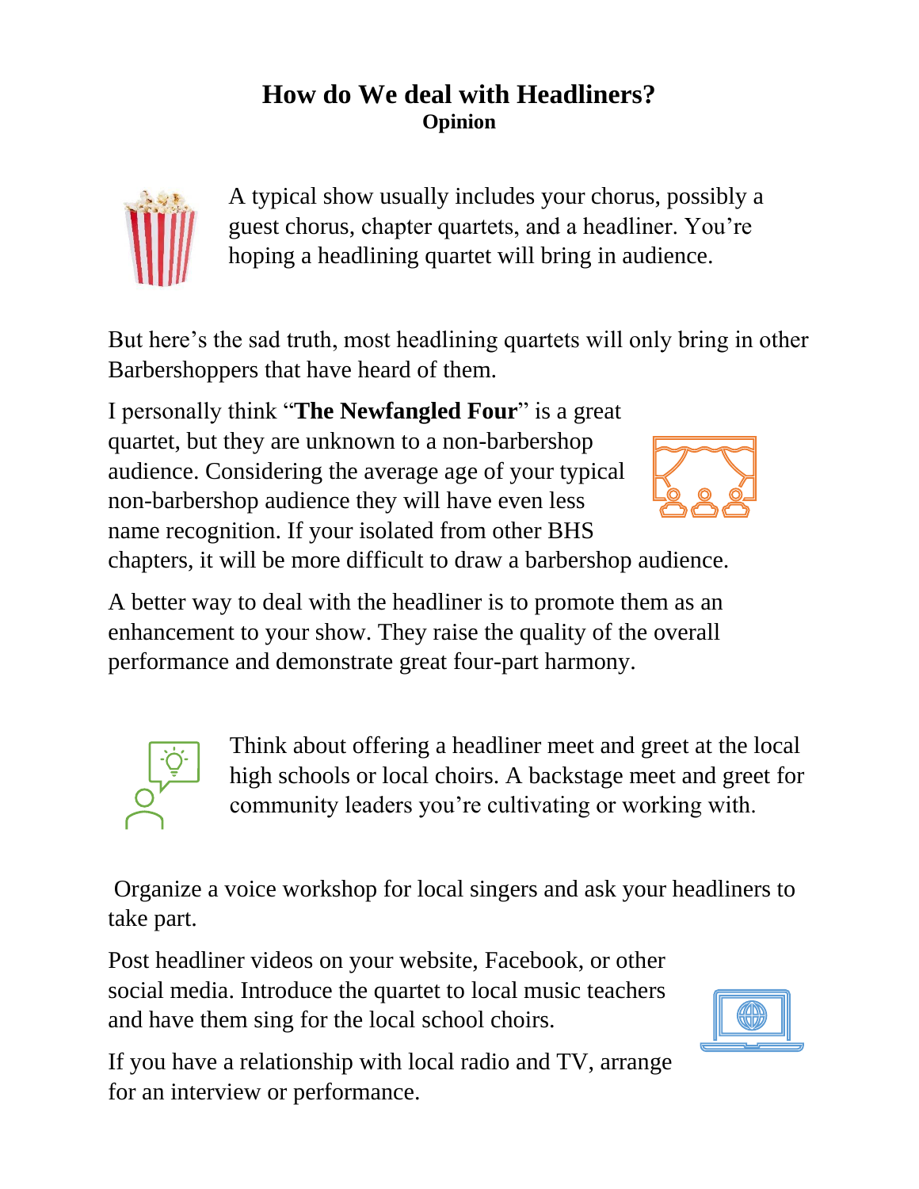# How do We deal with Headliners?

**Opinion**

A typical show usually includes your chorus, possibly a guest chorus, chapter quartets, and a headliner. You're hoping a headlining quartet will bring in audience.

But here's the sad truth, most headlining quartets will only bring in other Barbershoppers that have heard of them.

I personally think "**The Newfangled Four**" is a great quartet, but they are unknown to a non-barbershop audience. Considering the average age of your typical non-barbershop audience they will have even less name recognition. If your isolated from other BHS chapters, it will be more difficult to draw a barbershop audience.

A better way to deal with the headliner is to promote them as an enhancement to your show. They raise the quality of the overall performance and demonstrate great four-part harmony.

Think about offering a headliner meet and greet at the local high schools or local choirs. A backstage meet and greet for community leaders you're cultivating or working with.

Organize a voice workshop for local singers and ask your headliners to take part.

Post headliner videos on your website, Facebook, or other social media. Introduce the quartet to local music teachers and have them sing for the local school choirs.

If you have a relationship with local radio and TV, arrange for an interview or performance.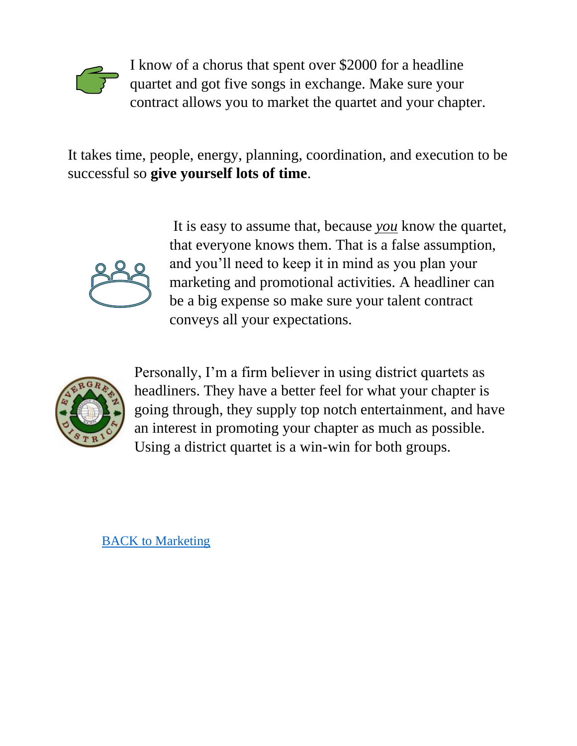I know of a chorus that spent over $2000 for a headline quartet and got five songs in exchange. Make sure your contract allows you to market the quartet and your chapter.

It takes time, people, energy, planning, coordination, and execution to be successful so **give yourself lots of time**.

It is easy to assume that, because ***<u>you</u>*** know the quartet, that everyone knows them. That is a false assumption, and you'll need to keep it in mind as you plan your marketing and promotional activities. A headliner can be a big expense so make sure your talent contract conveys all your expectations.

Personally, I'm a firm believer in using district quartets as headliners. They have a better feel for what your chapter is going through, they supply top notch entertainment, and have an interest in promoting your chapter as much as possible. Using a district quartet is a win-win for both groups.

BACK to Marketing